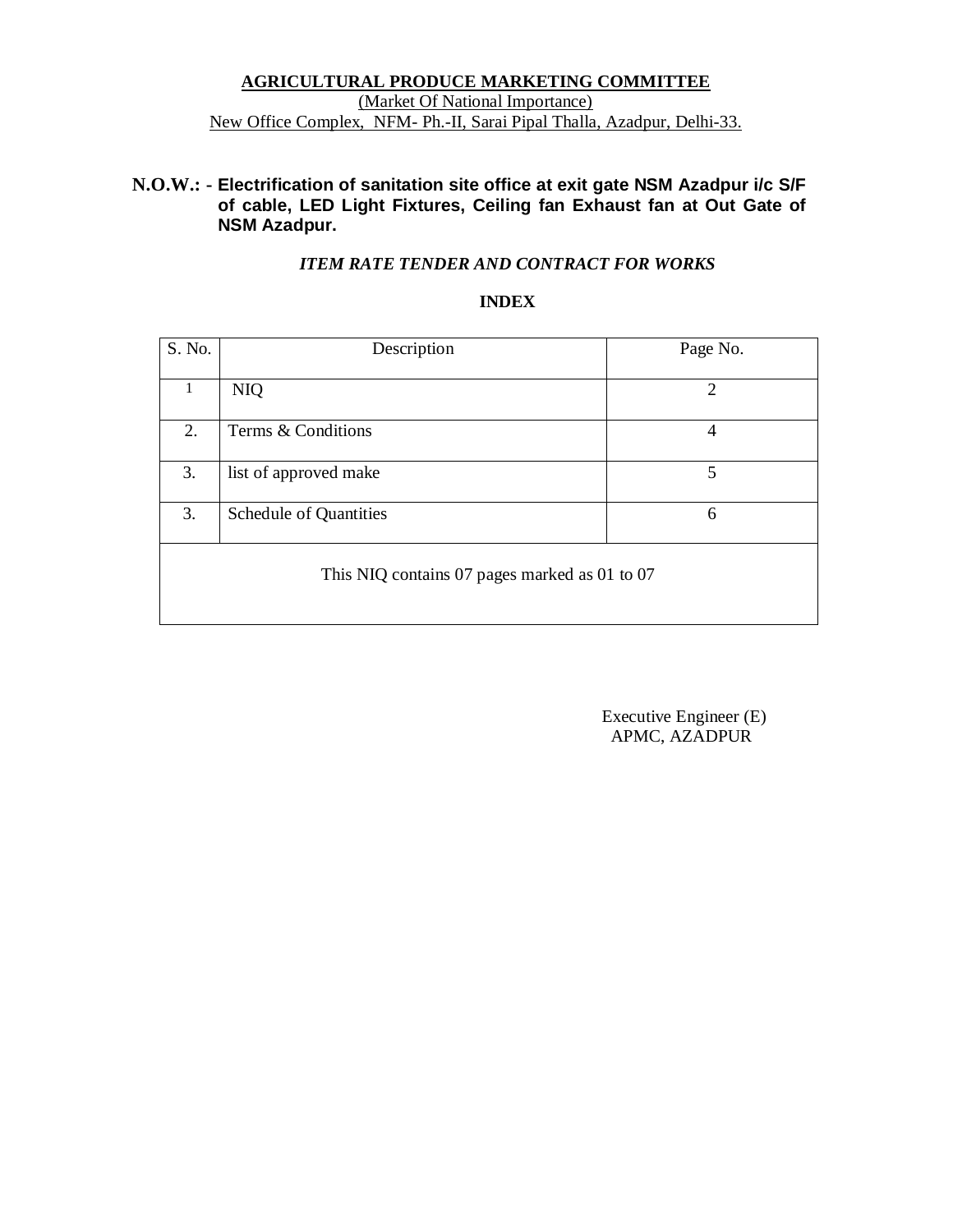**AGRICULTURAL PRODUCE MARKETING COMMITTEE**

(Market Of National Importance)

New Office Complex, NFM- Ph.-II, Sarai Pipal Thalla, Azadpur, Delhi-33.

**N.O.W.:** - **Electrification of sanitation site office at exit gate NSM Azadpur i/c S/F of cable, LED Light Fixtures, Ceiling fan Exhaust fan at Out Gate of NSM Azadpur.**

***ITEM RATE TENDER AND CONTRACT FOR WORKS***

**INDEX**

| S. No. | Description | Page No. |
|---|---|---|
| 1 | NIQ | 2 |
| 2. | Terms & Conditions | 4 |
| 3. | list of approved make | 5 |
| 3. | Schedule of Quantities | 6 |
| This NIQ contains 07 pages marked as 01 to 07 | | |

Executive Engineer (E)
APMC, AZADPUR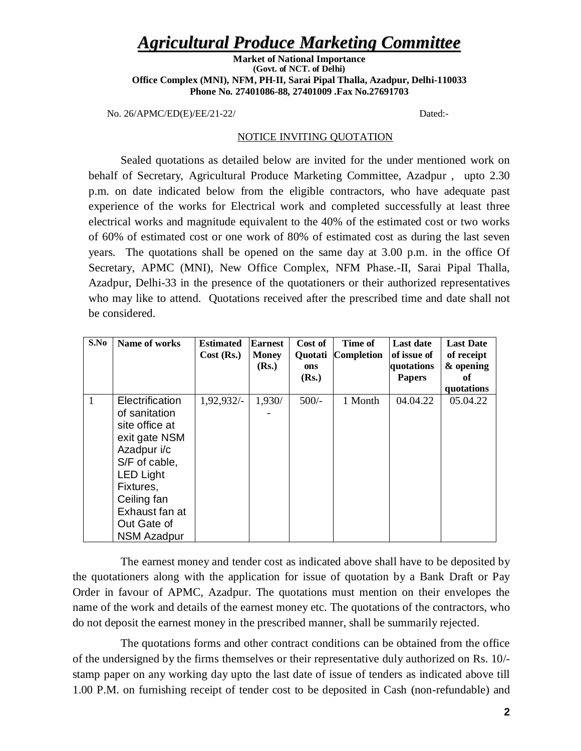# *Agricultural Produce Marketing Committee*

**Market of National Importance**
**(Govt. of NCT. of Delhi)**
**Office Complex (MNI), NFM, PH-II, Sarai Pipal Thalla, Azadpur, Delhi-110033**
**Phone No. 27401086-88, 27401009 .Fax No.27691703**

No. 26/APMC/ED(E)/EE/21-22/ Dated:-

NOTICE INVITING QUOTATION

Sealed quotations as detailed below are invited for the under mentioned work on behalf of Secretary, Agricultural Produce Marketing Committee, Azadpur , upto 2.30 p.m. on date indicated below from the eligible contractors, who have adequate past experience of the works for Electrical work and completed successfully at least three electrical works and magnitude equivalent to the 40% of the estimated cost or two works of 60% of estimated cost or one work of 80% of estimated cost as during the last seven years. The quotations shall be opened on the same day at 3.00 p.m. in the office Of Secretary, APMC (MNI), New Office Complex, NFM Phase.-II, Sarai Pipal Thalla, Azadpur, Delhi-33 in the presence of the quotationers or their authorized representatives who may like to attend. Quotations received after the prescribed time and date shall not be considered.

| S.No | Name of works | Estimated Cost (Rs.) | Earnest Money (Rs.) | Cost of Quotations (Rs.) | Time of Completion | Last date of issue of quotations Papers | Last Date of receipt & opening of quotations |
|---|---|---|---|---|---|---|---|
| 1 | Electrification of sanitation site office at exit gate NSM Azadpur i/c S/F of cable, LED Light Fixtures, Ceiling fan Exhaust fan at Out Gate of NSM Azadpur | 1,92,932/- | 1,930/- | 500/- | 1 Month | 04.04.22 | 05.04.22 |

The earnest money and tender cost as indicated above shall have to be deposited by the quotationers along with the application for issue of quotation by a Bank Draft or Pay Order in favour of APMC, Azadpur. The quotations must mention on their envelopes the name of the work and details of the earnest money etc. The quotations of the contractors, who do not deposit the earnest money in the prescribed manner, shall be summarily rejected.

The quotations forms and other contract conditions can be obtained from the office of the undersigned by the firms themselves or their representative duly authorized on Rs. 10/- stamp paper on any working day upto the last date of issue of tenders as indicated above till 1.00 P.M. on furnishing receipt of tender cost to be deposited in Cash (non-refundable) and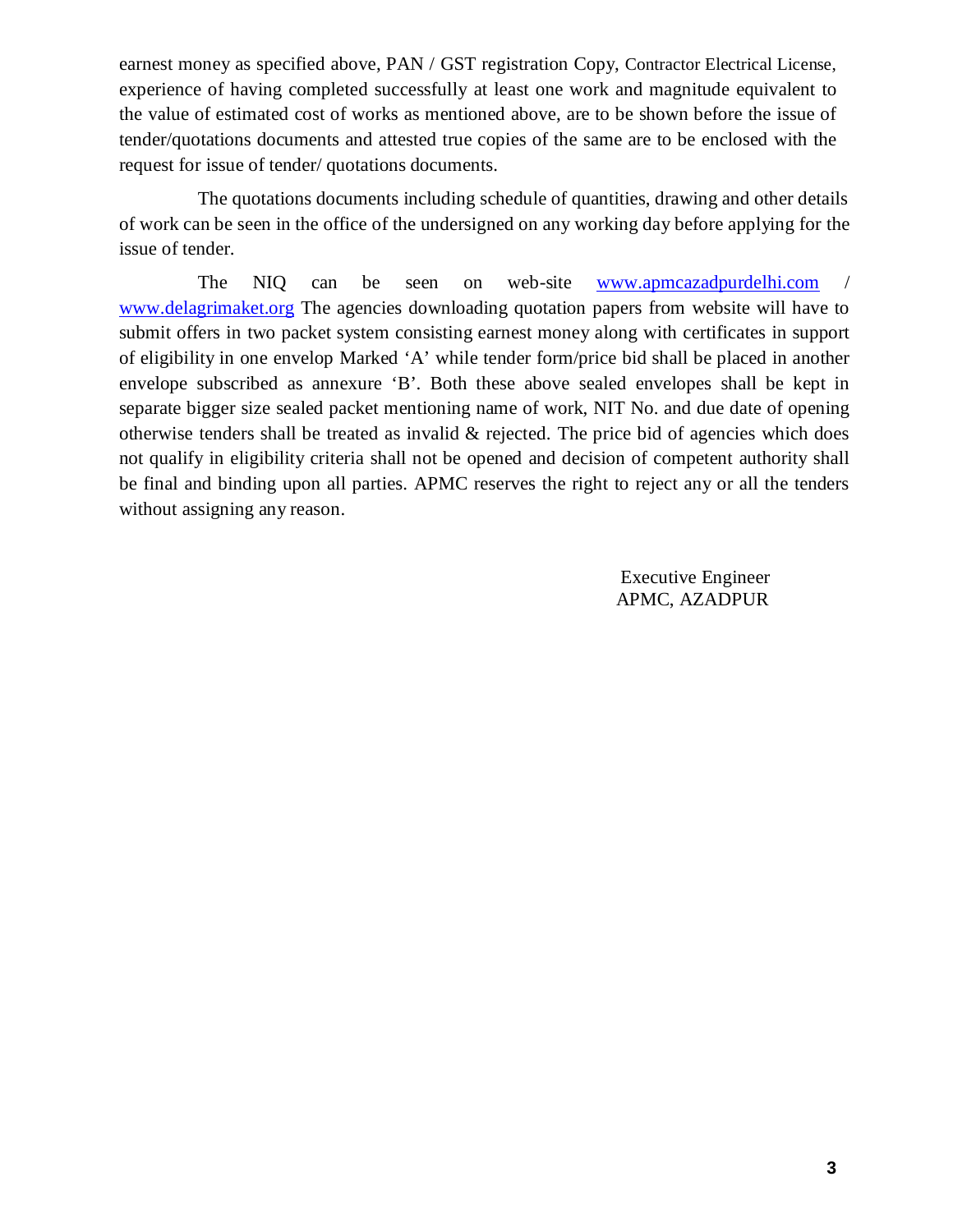earnest money as specified above, PAN / GST registration Copy, Contractor Electrical License, experience of having completed successfully at least one work and magnitude equivalent to the value of estimated cost of works as mentioned above, are to be shown before the issue of tender/quotations documents and attested true copies of the same are to be enclosed with the request for issue of tender/ quotations documents.

The quotations documents including schedule of quantities, drawing and other details of work can be seen in the office of the undersigned on any working day before applying for the issue of tender.

The NIQ can be seen on web-site www.apmcazadpurdelhi.com / www.delagrimaket.org The agencies downloading quotation papers from website will have to submit offers in two packet system consisting earnest money along with certificates in support of eligibility in one envelop Marked 'A' while tender form/price bid shall be placed in another envelope subscribed as annexure 'B'. Both these above sealed envelopes shall be kept in separate bigger size sealed packet mentioning name of work, NIT No. and due date of opening otherwise tenders shall be treated as invalid & rejected. The price bid of agencies which does not qualify in eligibility criteria shall not be opened and decision of competent authority shall be final and binding upon all parties. APMC reserves the right to reject any or all the tenders without assigning any reason.

Executive Engineer
APMC, AZADPUR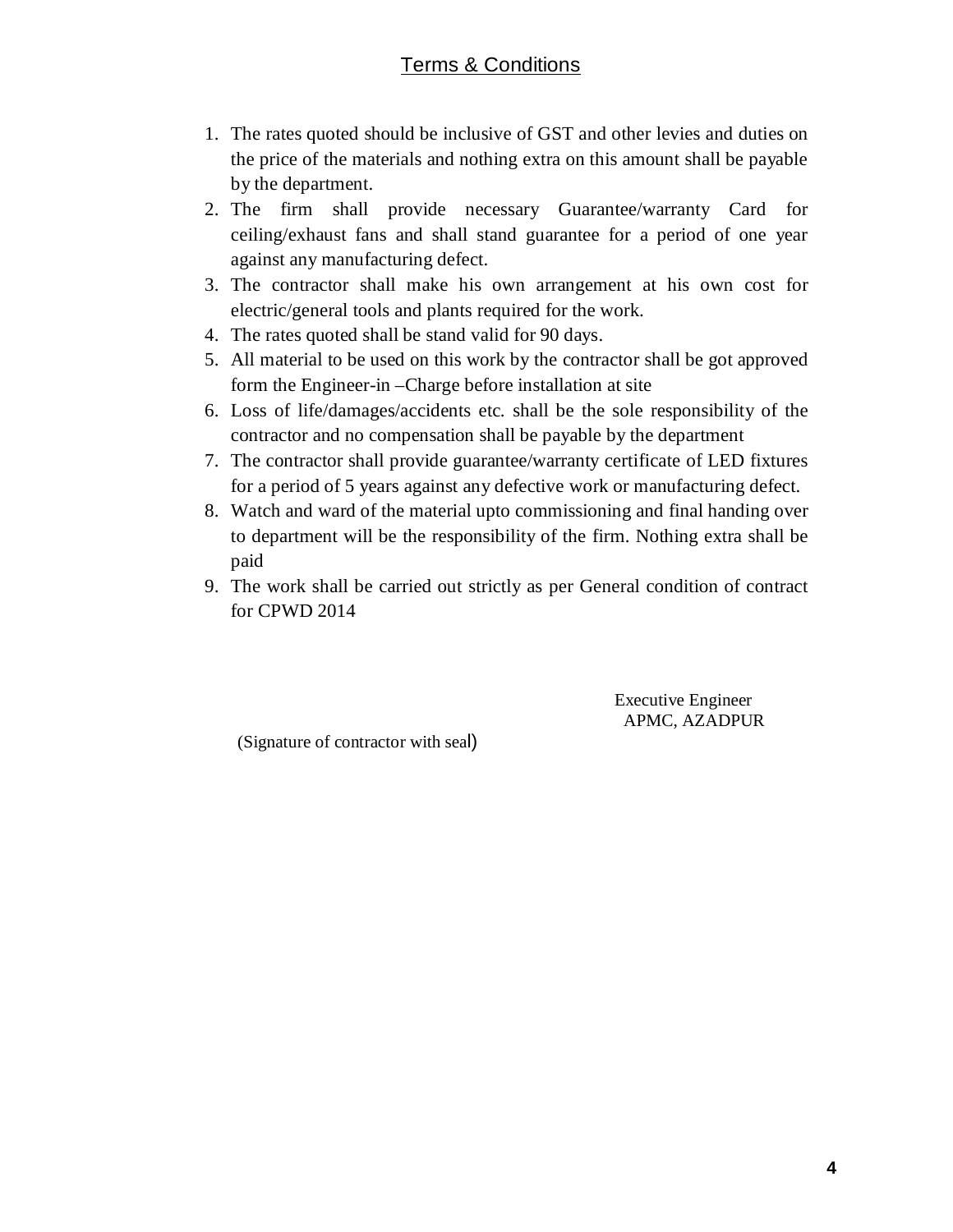## Terms & Conditions

1. The rates quoted should be inclusive of GST and other levies and duties on the price of the materials and nothing extra on this amount shall be payable by the department.
2. The firm shall provide necessary Guarantee/warranty Card for ceiling/exhaust fans and shall stand guarantee for a period of one year against any manufacturing defect.
3. The contractor shall make his own arrangement at his own cost for electric/general tools and plants required for the work.
4. The rates quoted shall be stand valid for 90 days.
5. All material to be used on this work by the contractor shall be got approved form the Engineer-in –Charge before installation at site
6. Loss of life/damages/accidents etc. shall be the sole responsibility of the contractor and no compensation shall be payable by the department
7. The contractor shall provide guarantee/warranty certificate of LED fixtures for a period of 5 years against any defective work or manufacturing defect.
8. Watch and ward of the material upto commissioning and final handing over to department will be the responsibility of the firm. Nothing extra shall be paid
9. The work shall be carried out strictly as per General condition of contract for CPWD 2014

Executive Engineer
APMC, AZADPUR

(Signature of contractor with seal)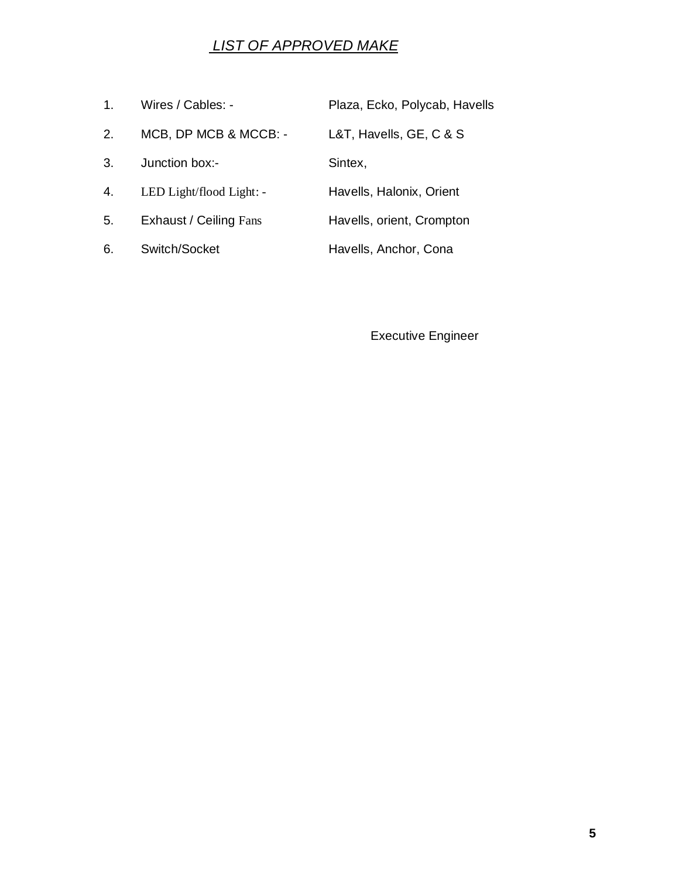## *LIST OF APPROVED MAKE*

| | | |
|---|---|---|
| 1. | Wires / Cables: - | Plaza, Ecko, Polycab, Havells |
| 2. | MCB, DP MCB & MCCB: - | L&T, Havells, GE, C & S |
| 3. | Junction box:- | Sintex, |
| 4. | LED Light/flood Light: - | Havells, Halonix, Orient |
| 5. | Exhaust / Ceiling Fans | Havells, orient, Crompton |
| 6. | Switch/Socket | Havells, Anchor, Cona |

Executive Engineer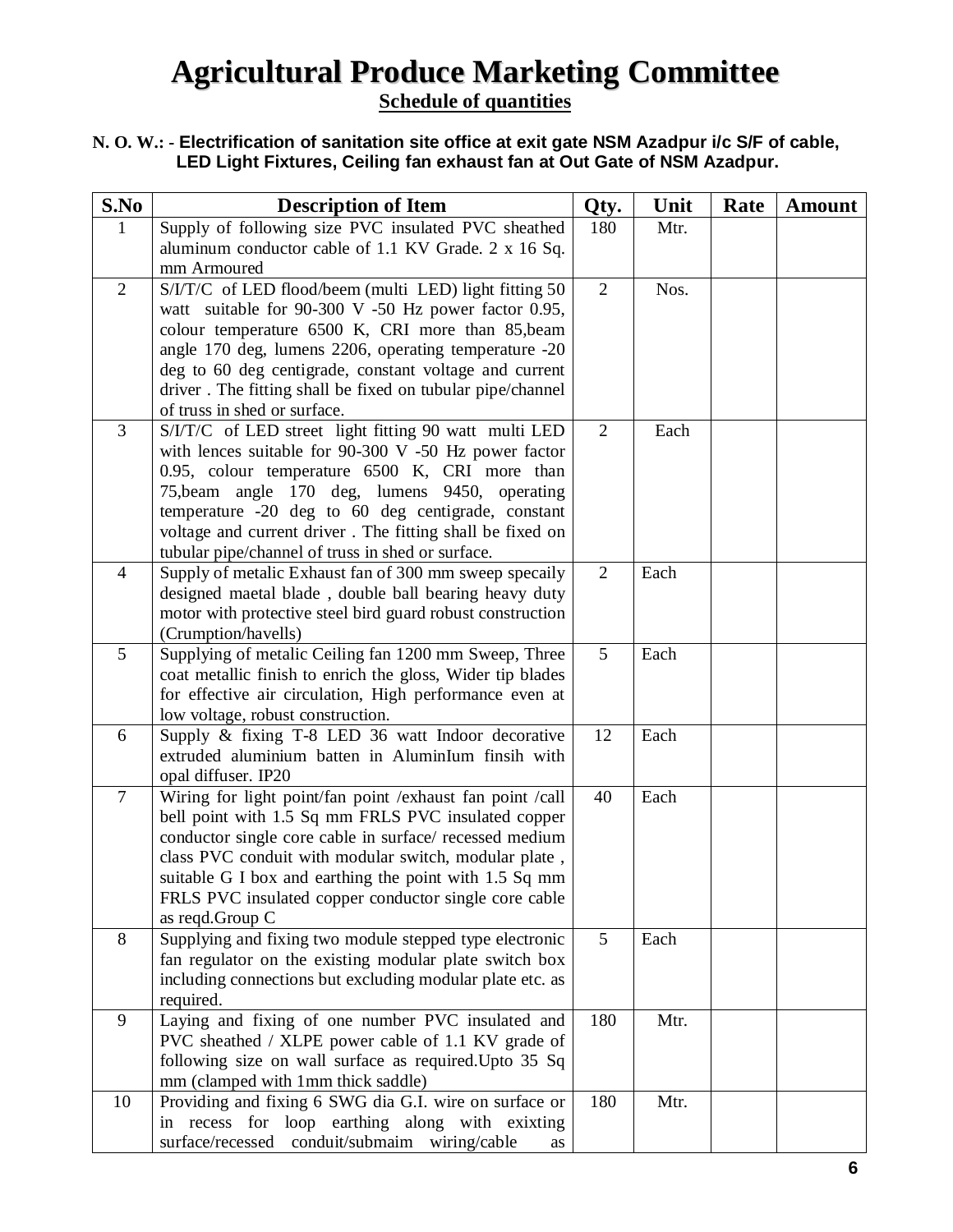# Agricultural Produce Marketing Committee

**Schedule of quantities**

**N. O. W.: - Electrification of sanitation site office at exit gate NSM Azadpur i/c S/F of cable, LED Light Fixtures, Ceiling fan exhaust fan at Out Gate of NSM Azadpur.**

| S.No | Description of Item | Qty. | Unit | Rate | Amount |
|---|---|---|---|---|---|
| 1 | Supply of following size PVC insulated PVC sheathed aluminum conductor cable of 1.1 KV Grade. 2 x 16 Sq. mm Armoured | 180 | Mtr. | | |
| 2 | S/I/T/C of LED flood/beem (multi LED) light fitting 50 watt suitable for 90-300 V -50 Hz power factor 0.95, colour temperature 6500 K, CRI more than 85,beam angle 170 deg, lumens 2206, operating temperature -20 deg to 60 deg centigrade, constant voltage and current driver . The fitting shall be fixed on tubular pipe/channel of truss in shed or surface. | 2 | Nos. | | |
| 3 | S/I/T/C of LED street light fitting 90 watt multi LED with lences suitable for 90-300 V -50 Hz power factor 0.95, colour temperature 6500 K, CRI more than 75,beam angle 170 deg, lumens 9450, operating temperature -20 deg to 60 deg centigrade, constant voltage and current driver . The fitting shall be fixed on tubular pipe/channel of truss in shed or surface. | 2 | Each | | |
| 4 | Supply of metalic Exhaust fan of 300 mm sweep specaily designed maetal blade , double ball bearing heavy duty motor with protective steel bird guard robust construction (Crumption/havells) | 2 | Each | | |
| 5 | Supplying of metalic Ceiling fan 1200 mm Sweep, Three coat metallic finish to enrich the gloss, Wider tip blades for effective air circulation, High performance even at low voltage, robust construction. | 5 | Each | | |
| 6 | Supply & fixing T-8 LED 36 watt Indoor decorative extruded aluminium batten in AluminIum finsih with opal diffuser. IP20 | 12 | Each | | |
| 7 | Wiring for light point/fan point /exhaust fan point /call bell point with 1.5 Sq mm FRLS PVC insulated copper conductor single core cable in surface/ recessed medium class PVC conduit with modular switch, modular plate , suitable G I box and earthing the point with 1.5 Sq mm FRLS PVC insulated copper conductor single core cable as reqd.Group C | 40 | Each | | |
| 8 | Supplying and fixing two module stepped type electronic fan regulator on the existing modular plate switch box including connections but excluding modular plate etc. as required. | 5 | Each | | |
| 9 | Laying and fixing of one number PVC insulated and PVC sheathed / XLPE power cable of 1.1 KV grade of following size on wall surface as required.Upto 35 Sq mm (clamped with 1mm thick saddle) | 180 | Mtr. | | |
| 10 | Providing and fixing 6 SWG dia G.I. wire on surface or in recess for loop earthing along with exixting surface/recessed conduit/submaim wiring/cable as | 180 | Mtr. | | |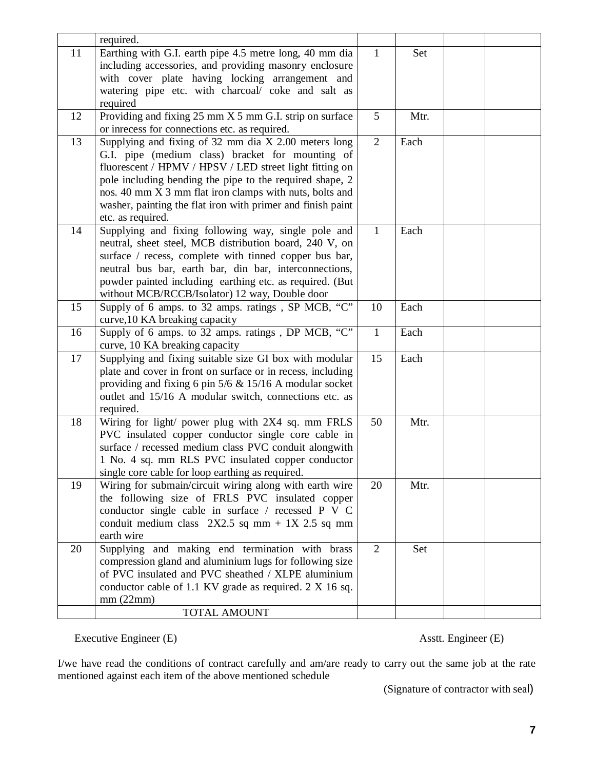| | | | | | |
|---|---|---|---|---|---|
| | required. | | | | |
| 11 | Earthing with G.I. earth pipe 4.5 metre long, 40 mm dia including accessories, and providing masonry enclosure with cover plate having locking arrangement and watering pipe etc. with charcoal/ coke and salt as required | 1 | Set | | |
| 12 | Providing and fixing 25 mm X 5 mm G.I. strip on surface or inrecess for connections etc. as required. | 5 | Mtr. | | |
| 13 | Supplying and fixing of 32 mm dia X 2.00 meters long G.I. pipe (medium class) bracket for mounting of fluorescent / HPMV / HPSV / LED street light fitting on pole including bending the pipe to the required shape, 2 nos. 40 mm X 3 mm flat iron clamps with nuts, bolts and washer, painting the flat iron with primer and finish paint etc. as required. | 2 | Each | | |
| 14 | Supplying and fixing following way, single pole and neutral, sheet steel, MCB distribution board, 240 V, on surface / recess, complete with tinned copper bus bar, neutral bus bar, earth bar, din bar, interconnections, powder painted including earthing etc. as required. (But without MCB/RCCB/Isolator) 12 way, Double door | 1 | Each | | |
| 15 | Supply of 6 amps. to 32 amps. ratings , SP MCB, "C" curve,10 KA breaking capacity | 10 | Each | | |
| 16 | Supply of 6 amps. to 32 amps. ratings , DP MCB, "C" curve, 10 KA breaking capacity | 1 | Each | | |
| 17 | Supplying and fixing suitable size GI box with modular plate and cover in front on surface or in recess, including providing and fixing 6 pin 5/6 & 15/16 A modular socket outlet and 15/16 A modular switch, connections etc. as required. | 15 | Each | | |
| 18 | Wiring for light/ power plug with 2X4 sq. mm FRLS PVC insulated copper conductor single core cable in surface / recessed medium class PVC conduit alongwith 1 No. 4 sq. mm RLS PVC insulated copper conductor single core cable for loop earthing as required. | 50 | Mtr. | | |
| 19 | Wiring for submain/circuit wiring along with earth wire the following size of FRLS PVC insulated copper conductor single cable in surface / recessed P V C conduit medium class 2X2.5 sq mm + 1X 2.5 sq mm earth wire | 20 | Mtr. | | |
| 20 | Supplying and making end termination with brass compression gland and aluminium lugs for following size of PVC insulated and PVC sheathed / XLPE aluminium conductor cable of 1.1 KV grade as required. 2 X 16 sq. mm (22mm) | 2 | Set | | |
| | TOTAL AMOUNT | | | | |

Executive Engineer (E)                                        Asstt. Engineer (E)

I/we have read the conditions of contract carefully and am/are ready to carry out the same job at the rate mentioned against each item of the above mentioned schedule

(Signature of contractor with seal)